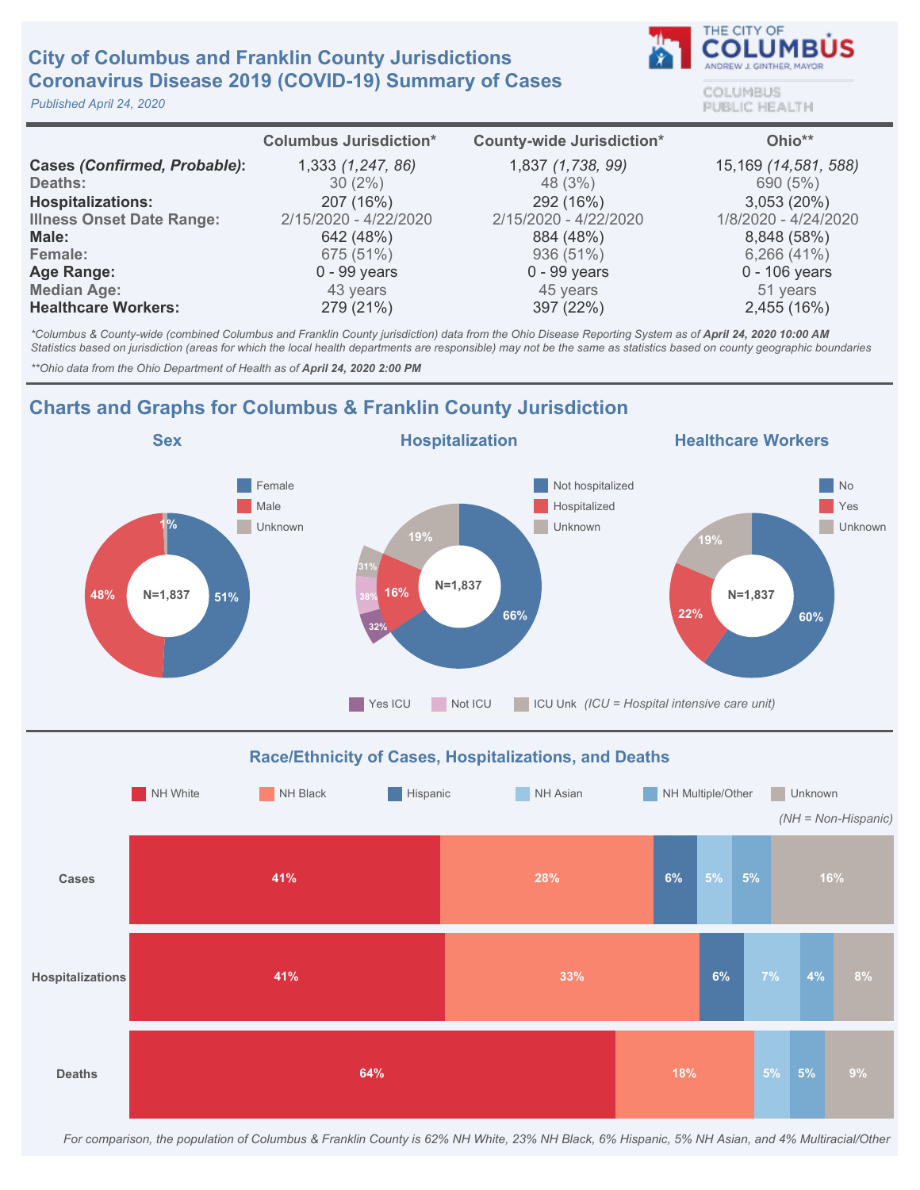# City of Columbus and Franklin County Jurisdictions
# Coronavirus Disease 2019 (COVID-19) Summary of Cases

*Published April 24, 2020*

THE CITY OF COLUMBUS
ANDREW J. GINTHER, MAYOR
COLUMBUS PUBLIC HEALTH

| | Columbus Jurisdiction* | County-wide Jurisdiction* | Ohio** |
|---|---|---|---|
| **Cases *(Confirmed, Probable)*:** | 1,333 *(1,247, 86)* | 1,837 *(1,738, 99)* | 15,169 *(14,581, 588)* |
| **Deaths:** | 30 (2%) | 48 (3%) | 690 (5%) |
| **Hospitalizations:** | 207 (16%) | 292 (16%) | 3,053 (20%) |
| **Illness Onset Date Range:** | 2/15/2020 - 4/22/2020 | 2/15/2020 - 4/22/2020 | 1/8/2020 - 4/24/2020 |
| **Male:** | 642 (48%) | 884 (48%) | 8,848 (58%) |
| **Female:** | 675 (51%) | 936 (51%) | 6,266 (41%) |
| **Age Range:** | 0 - 99 years | 0 - 99 years | 0 - 106 years |
| **Median Age:** | 43 years | 45 years | 51 years |
| **Healthcare Workers:** | 279 (21%) | 397 (22%) | 2,455 (16%) |

*\*Columbus & County-wide (combined Columbus and Franklin County jurisdiction) data from the Ohio Disease Reporting System as of **April 24, 2020 10:00 AM***
*Statistics based on jurisdiction (areas for which the local health departments are responsible) may not be the same as statistics based on county geographic boundaries*

*\*\*Ohio data from the Ohio Department of Health as of **April 24, 2020 2:00 PM***

## Charts and Graphs for Columbus & Franklin County Jurisdiction

### Sex

N=1,837

| Category | Percent |
|---|---|
| Female | 51% |
| Male | 48% |
| Unknown | 1% |

### Hospitalization

N=1,837

| Category | Percent |
|---|---|
| Not hospitalized | 66% |
| Hospitalized | 16% |
| Unknown | 19% |

Of hospitalized: Yes ICU 32%, Not ICU 38%, ICU Unk 31% *(ICU = Hospital intensive care unit)*

### Healthcare Workers

N=1,837

| Category | Percent |
|---|---|
| No | 60% |
| Yes | 22% |
| Unknown | 19% |

### Race/Ethnicity of Cases, Hospitalizations, and Deaths

*(NH = Non-Hispanic)*

| | NH White | NH Black | Hispanic | NH Asian | NH Multiple/Other | Unknown |
|---|---|---|---|---|---|---|
| Cases | 41% | 28% | 6% | 5% | 5% | 16% |
| Hospitalizations | 41% | 33% | 6% | 7% | 4% | 8% |
| Deaths | 64% | 18% | | 5% | 5% | 9% |

*For comparison, the population of Columbus & Franklin County is 62% NH White, 23% NH Black, 6% Hispanic, 5% NH Asian, and 4% Multiracial/Other*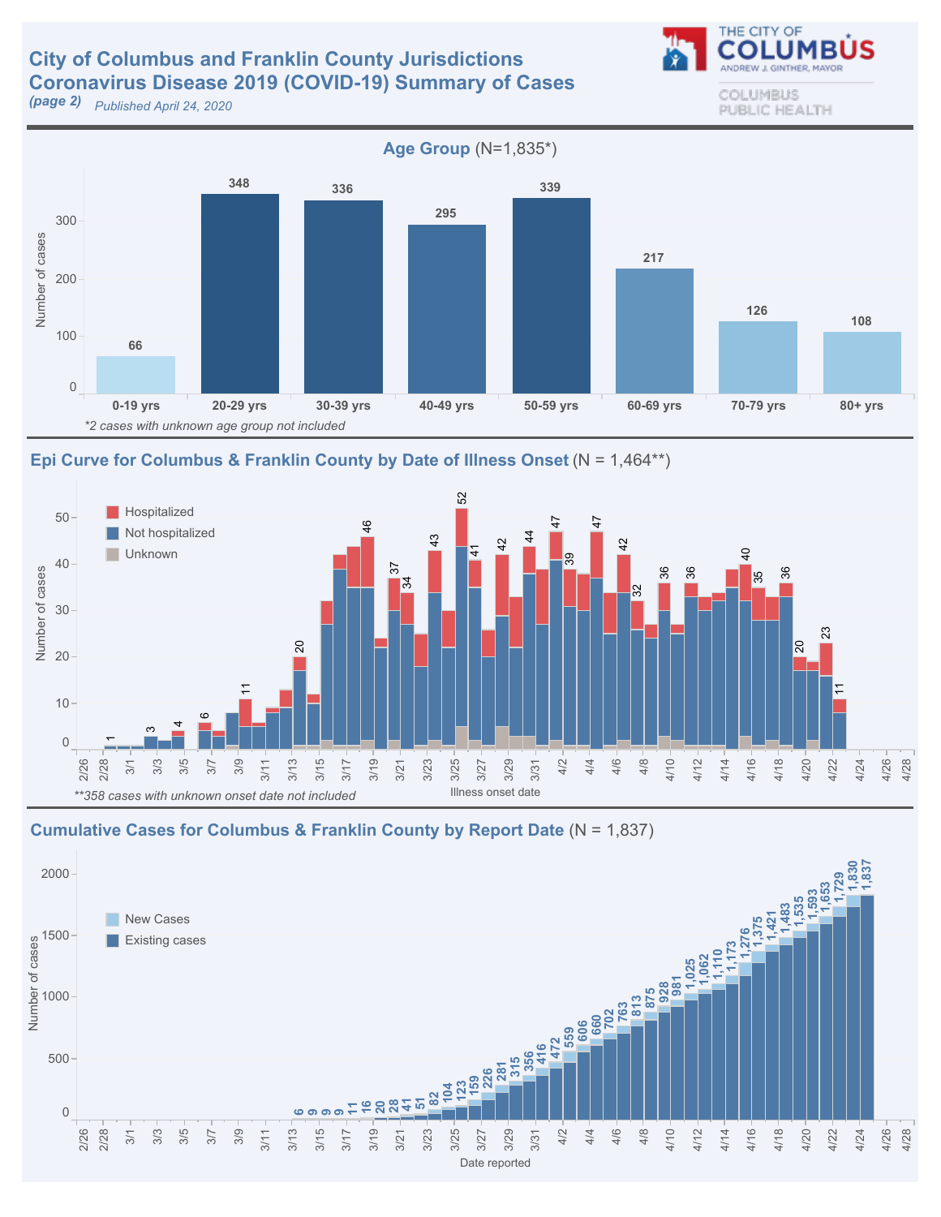# City of Columbus and Franklin County Jurisdictions
# Coronavirus Disease 2019 (COVID-19) Summary of Cases

*(page 2)* *Published April 24, 2020*

THE CITY OF COLUMBUS
ANDREW J. GINTHER, MAYOR

COLUMBUS PUBLIC HEALTH

## Age Group (N=1,835*)

| Age group | Number of cases |
|---|---|
| 0-19 yrs | 66 |
| 20-29 yrs | 348 |
| 30-39 yrs | 336 |
| 40-49 yrs | 295 |
| 50-59 yrs | 339 |
| 60-69 yrs | 217 |
| 70-79 yrs | 126 |
| 80+ yrs | 108 |

*\*2 cases with unknown age group not included*

## Epi Curve for Columbus & Franklin County by Date of Illness Onset (N = 1,464**)

Legend: Hospitalized, Not hospitalized, Unknown

Y-axis: Number of cases; X-axis: Illness onset date (2/26 – 4/28)

Labeled values: 1, 3, 4, 6, 11, 20, 46, 37, 34, 43, 52, 41, 42, 44, 47, 39, 47, 42, 32, 36, 36, 40, 35, 36, 20, 23, 11

*\*\*358 cases with unknown onset date not included*

## Cumulative Cases for Columbus & Franklin County by Report Date (N = 1,837)

Legend: New Cases, Existing cases

Y-axis: Number of cases; X-axis: Date reported (2/26 – 4/28)

Cumulative values (3/13 onward): 6, 9, 9, 9, 11, 16, 20, 28, 41, 51, 82, 104, 123, 159, 226, 281, 315, 356, 416, 472, 559, 606, 660, 702, 763, 813, 875, 928, 981, 1,025, 1,062, 1,110, 1,173, 1,276, 1,375, 1,421, 1,483, 1,535, 1,593, 1,653, 1,729, 1,830, 1,837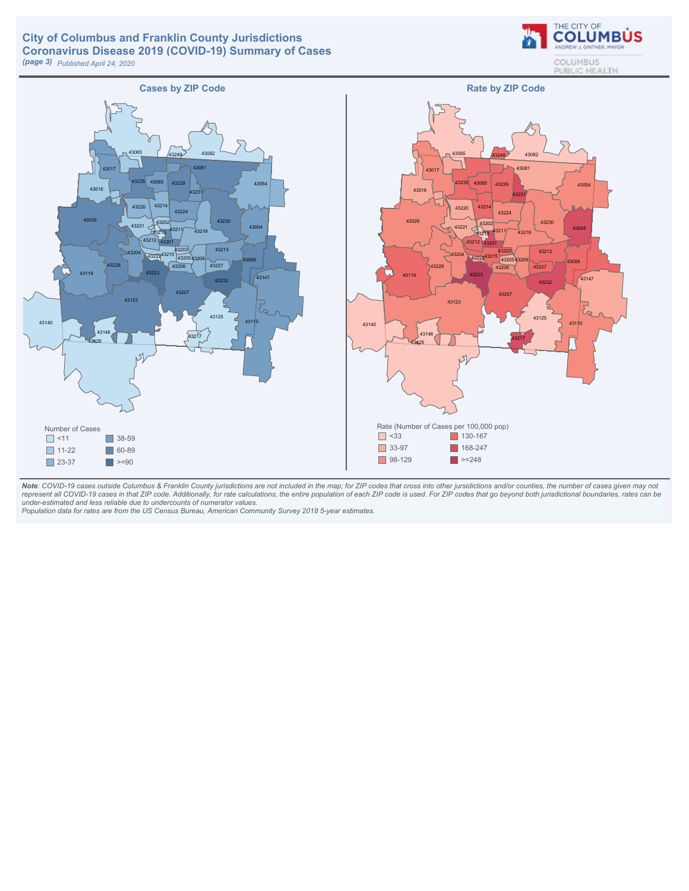# City of Columbus and Franklin County Jurisdictions
## Coronavirus Disease 2019 (COVID-19) Summary of Cases

*(page 3) Published April 24, 2020*

THE CITY OF COLUMBUS
ANDREW J. GINTHER, MAYOR
COLUMBUS PUBLIC HEALTH

### Cases by ZIP Code

43065, 43082, 43240, 43081, 43017, 43235, 43085, 43229, 43054, 43016, 43231, 43220, 43214, 43224, 43026, 43230, 43221, 43202, 43004, 43210, 43211, 43219, 43212, 43201, 43203, 43213, 43204, 43222, 43215, 43205, 43209, 43068, 43228, 43206, 43227, 43119, 43223, 43147, 43232, 43207, 43123, 43125, 43140, 43110, 43146, 43217, 43126

Number of Cases
- <11
- 11-22
- 23-37
- 38-59
- 60-89
- >=90

### Rate by ZIP Code

43065, 43240, 43082, 43081, 43017, 43235, 43085, 43229, 43054, 43016, 43231, 43220, 43214, 43224, 43026, 43230, 43202, 43221, 43210, 43211, 43004, 43219, 43212, 43201, 43203, 43213, 43204, 43222, 43215, 43205, 43209, 43068, 43228, 43206, 43227, 43119, 43223, 43147, 43232, 43207, 43123, 43125, 43110, 43140, 43146, 43126, 43217

Rate (Number of Cases per 100,000 pop)
- <33
- 33-97
- 98-129
- 130-167
- 168-247
- >=248

***Note**: COVID-19 cases outside Columbus & Franklin County jurisdictions are not included in the map; for ZIP codes that cross into other jurisdictions and/or counties, the number of cases given may not represent all COVID-19 cases in that ZIP code. Additionally, for rate calculations, the entire population of each ZIP code is used. For ZIP codes that go beyond both jurisdictional boundaries, rates can be under-estimated and less reliable due to undercounts of numerator values.*

*Population data for rates are from the US Census Bureau, American Community Survey 2018 5-year estimates.*